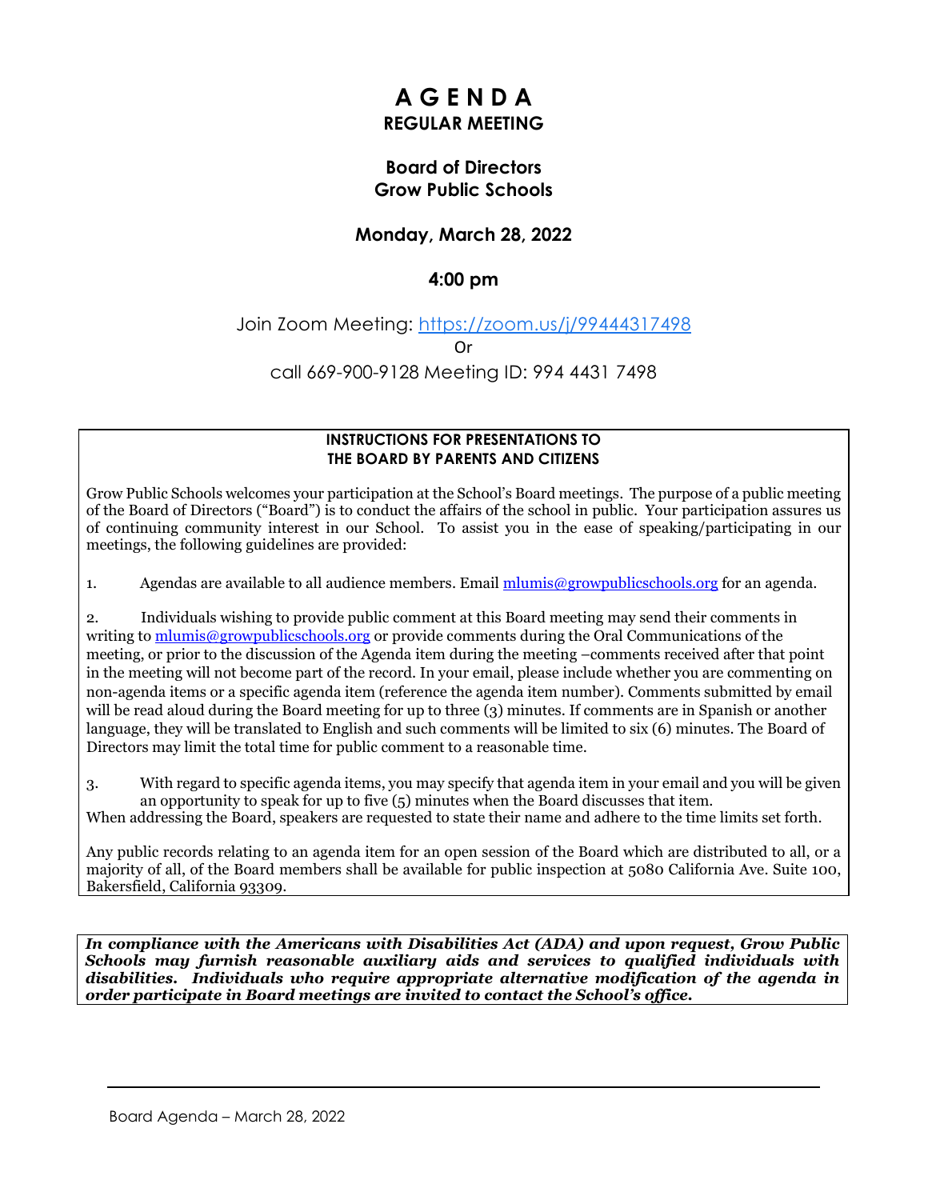# A G E N D A

## REGULAR MEETING

### Board of Directors
### Grow Public Schools

### Monday, March 28, 2022

### 4:00 pm

Join Zoom Meeting: https://zoom.us/j/99444317498

Or

call 669-900-9128 Meeting ID: 994 4431 7498

**INSTRUCTIONS FOR PRESENTATIONS TO THE BOARD BY PARENTS AND CITIZENS**

Grow Public Schools welcomes your participation at the School's Board meetings. The purpose of a public meeting of the Board of Directors ("Board") is to conduct the affairs of the school in public. Your participation assures us of continuing community interest in our School. To assist you in the ease of speaking/participating in our meetings, the following guidelines are provided:

1. Agendas are available to all audience members. Email mlumis@growpublicschools.org for an agenda.

2. Individuals wishing to provide public comment at this Board meeting may send their comments in writing to mlumis@growpublicschools.org or provide comments during the Oral Communications of the meeting, or prior to the discussion of the Agenda item during the meeting –comments received after that point in the meeting will not become part of the record. In your email, please include whether you are commenting on non-agenda items or a specific agenda item (reference the agenda item number). Comments submitted by email will be read aloud during the Board meeting for up to three (3) minutes. If comments are in Spanish or another language, they will be translated to English and such comments will be limited to six (6) minutes. The Board of Directors may limit the total time for public comment to a reasonable time.

3. With regard to specific agenda items, you may specify that agenda item in your email and you will be given an opportunity to speak for up to five (5) minutes when the Board discusses that item.

When addressing the Board, speakers are requested to state their name and adhere to the time limits set forth.

Any public records relating to an agenda item for an open session of the Board which are distributed to all, or a majority of all, of the Board members shall be available for public inspection at 5080 California Ave. Suite 100, Bakersfield, California 93309.

***In compliance with the Americans with Disabilities Act (ADA) and upon request, Grow Public Schools may furnish reasonable auxiliary aids and services to qualified individuals with disabilities. Individuals who require appropriate alternative modification of the agenda in order participate in Board meetings are invited to contact the School's office.***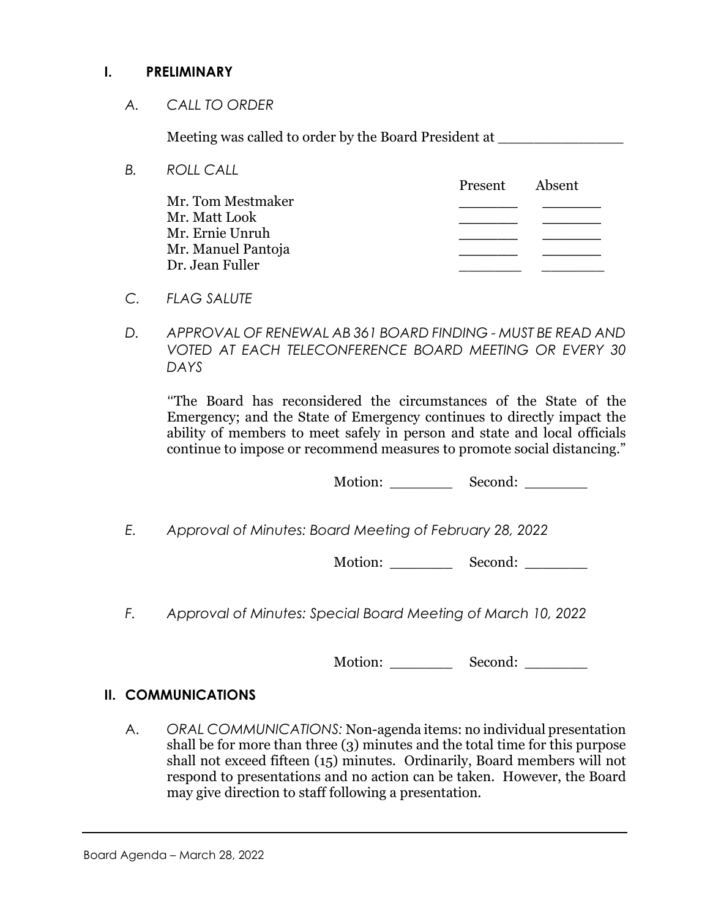## I. PRELIMINARY

*A. CALL TO ORDER*

Meeting was called to order by the Board President at \_\_\_\_\_\_\_\_\_\_\_\_\_\_\_

*B. ROLL CALL*

| | Present | Absent |
|---|---|---|
| Mr. Tom Mestmaker | \_\_\_\_\_\_\_ | \_\_\_\_\_\_\_ |
| Mr. Matt Look | \_\_\_\_\_\_\_ | \_\_\_\_\_\_\_ |
| Mr. Ernie Unruh | \_\_\_\_\_\_\_ | \_\_\_\_\_\_\_ |
| Mr. Manuel Pantoja | \_\_\_\_\_\_\_ | \_\_\_\_\_\_\_ |
| Dr. Jean Fuller | \_\_\_\_\_\_\_ | \_\_\_\_\_\_\_ |

*C. FLAG SALUTE*

*D. APPROVAL OF RENEWAL AB 361 BOARD FINDING - MUST BE READ AND VOTED AT EACH TELECONFERENCE BOARD MEETING OR EVERY 30 DAYS*

"The Board has reconsidered the circumstances of the State of the Emergency; and the State of Emergency continues to directly impact the ability of members to meet safely in person and state and local officials continue to impose or recommend measures to promote social distancing."

Motion: \_\_\_\_\_\_\_\_ Second: \_\_\_\_\_\_\_\_

*E. Approval of Minutes: Board Meeting of February 28, 2022*

Motion: \_\_\_\_\_\_\_\_ Second: \_\_\_\_\_\_\_\_

*F. Approval of Minutes: Special Board Meeting of March 10, 2022*

Motion: \_\_\_\_\_\_\_\_ Second: \_\_\_\_\_\_\_\_

## II. COMMUNICATIONS

A. *ORAL COMMUNICATIONS:* Non-agenda items: no individual presentation shall be for more than three (3) minutes and the total time for this purpose shall not exceed fifteen (15) minutes. Ordinarily, Board members will not respond to presentations and no action can be taken. However, the Board may give direction to staff following a presentation.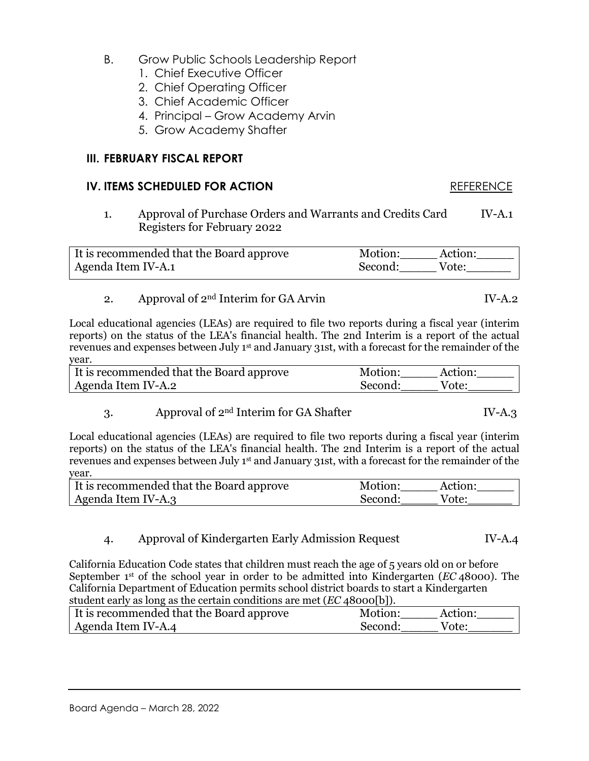B. Grow Public Schools Leadership Report
   1. Chief Executive Officer
   2. Chief Operating Officer
   3. Chief Academic Officer
   4. Principal – Grow Academy Arvin
   5. Grow Academy Shafter

## III. FEBRUARY FISCAL REPORT

## IV. ITEMS SCHEDULED FOR ACTION

REFERENCE

1. Approval of Purchase Orders and Warrants and Credits Card Registers for February 2022 — IV-A.1

| It is recommended that the Board approve Agenda Item IV-A.1 | Motion:_____ Action:_____ Second:_____ Vote:______ |
|---|---|

2. Approval of 2nd Interim for GA Arvin — IV-A.2

Local educational agencies (LEAs) are required to file two reports during a fiscal year (interim reports) on the status of the LEA's financial health. The 2nd Interim is a report of the actual revenues and expenses between July 1st and January 31st, with a forecast for the remainder of the year.

| It is recommended that the Board approve Agenda Item IV-A.2 | Motion:_____ Action:_____ Second:_____ Vote:______ |
|---|---|

3. Approval of 2nd Interim for GA Shafter — IV-A.3

Local educational agencies (LEAs) are required to file two reports during a fiscal year (interim reports) on the status of the LEA's financial health. The 2nd Interim is a report of the actual revenues and expenses between July 1st and January 31st, with a forecast for the remainder of the year.

| It is recommended that the Board approve Agenda Item IV-A.3 | Motion:_____ Action:_____ Second:_____ Vote:______ |
|---|---|

4. Approval of Kindergarten Early Admission Request — IV-A.4

California Education Code states that children must reach the age of 5 years old on or before September 1st of the school year in order to be admitted into Kindergarten (*EC* 48000). The California Department of Education permits school district boards to start a Kindergarten student early as long as the certain conditions are met (*EC* 48000[b]).

| It is recommended that the Board approve Agenda Item IV-A.4 | Motion:_____ Action:_____ Second:_____ Vote:______ |
|---|---|

Board Agenda – March 28, 2022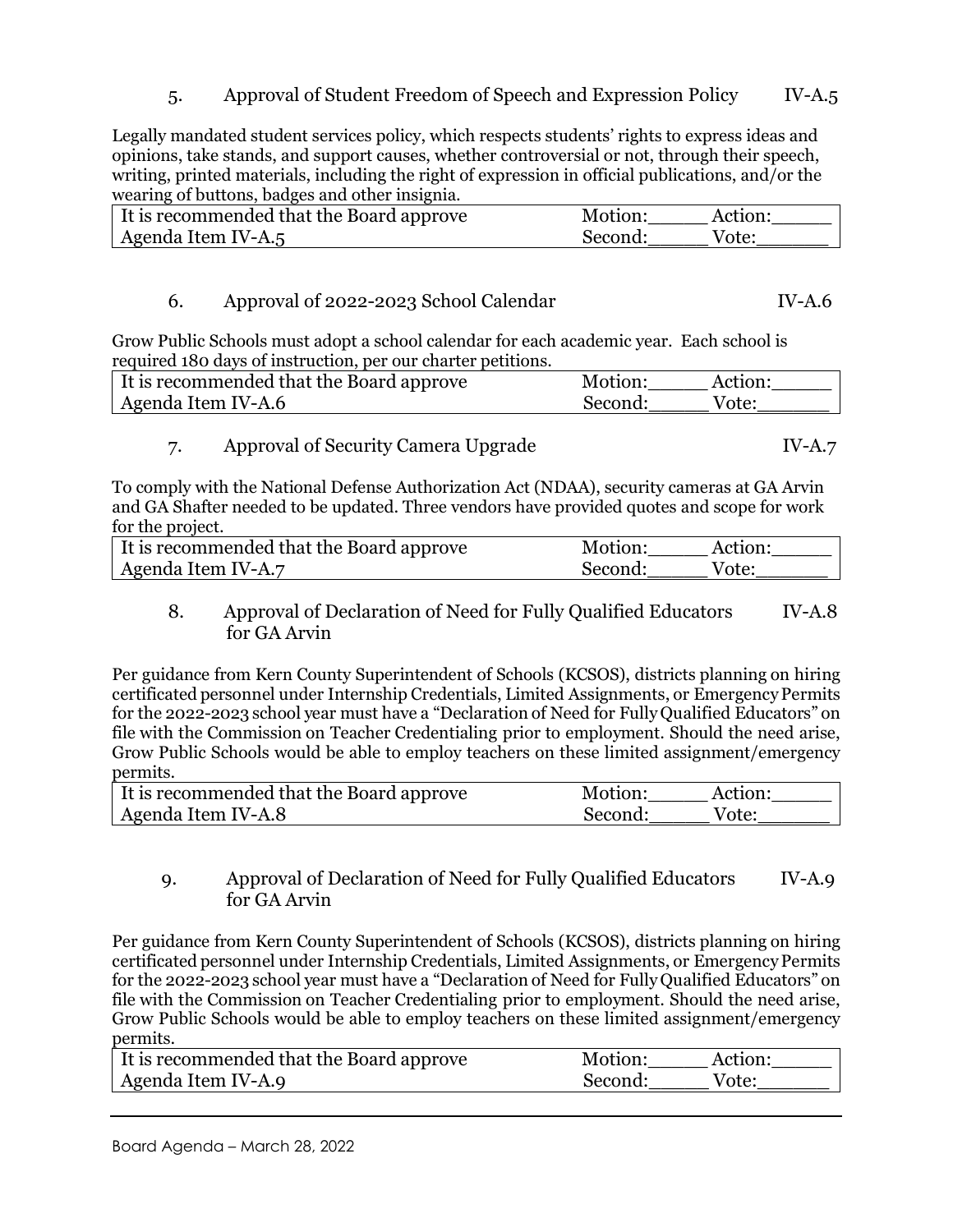5. Approval of Student Freedom of Speech and Expression Policy IV-A.5

Legally mandated student services policy, which respects students' rights to express ideas and opinions, take stands, and support causes, whether controversial or not, through their speech, writing, printed materials, including the right of expression in official publications, and/or the wearing of buttons, badges and other insignia.

| It is recommended that the Board approve Agenda Item IV-A.5 | Motion:_____ Action:_____ Second:_____ Vote:______ |
|---|---|

6. Approval of 2022-2023 School Calendar IV-A.6

Grow Public Schools must adopt a school calendar for each academic year. Each school is required 180 days of instruction, per our charter petitions.

| It is recommended that the Board approve Agenda Item IV-A.6 | Motion:_____ Action:_____ Second:_____ Vote:______ |
|---|---|

7. Approval of Security Camera Upgrade IV-A.7

To comply with the National Defense Authorization Act (NDAA), security cameras at GA Arvin and GA Shafter needed to be updated. Three vendors have provided quotes and scope for work for the project.

| It is recommended that the Board approve Agenda Item IV-A.7 | Motion:_____ Action:_____ Second:_____ Vote:______ |
|---|---|

8. Approval of Declaration of Need for Fully Qualified Educators for GA Arvin IV-A.8

Per guidance from Kern County Superintendent of Schools (KCSOS), districts planning on hiring certificated personnel under Internship Credentials, Limited Assaigns, or Emergency Permits for the 2022-2023 school year must have a "Declaration of Need for Fully Qualified Educators" on file with the Commission on Teacher Credentialing prior to employment. Should the need arise, Grow Public Schools would be able to employ teachers on these limited assignment/emergency permits.

| It is recommended that the Board approve Agenda Item IV-A.8 | Motion:_____ Action:_____ Second:_____ Vote:______ |
|---|---|

9. Approval of Declaration of Need for Fully Qualified Educators for GA Arvin IV-A.9

Per guidance from Kern County Superintendent of Schools (KCSOS), districts planning on hiring certificated personnel under Internship Credentials, Limited Assignments, or Emergency Permits for the 2022-2023 school year must have a "Declaration of Need for Fully Qualified Educators" on file with the Commission on Teacher Credentialing prior to employment. Should the need arise, Grow Public Schools would be able to employ teachers on these limited assignment/emergency permits.

| It is recommended that the Board approve Agenda Item IV-A.9 | Motion:_____ Action:_____ Second:_____ Vote:______ |
|---|---|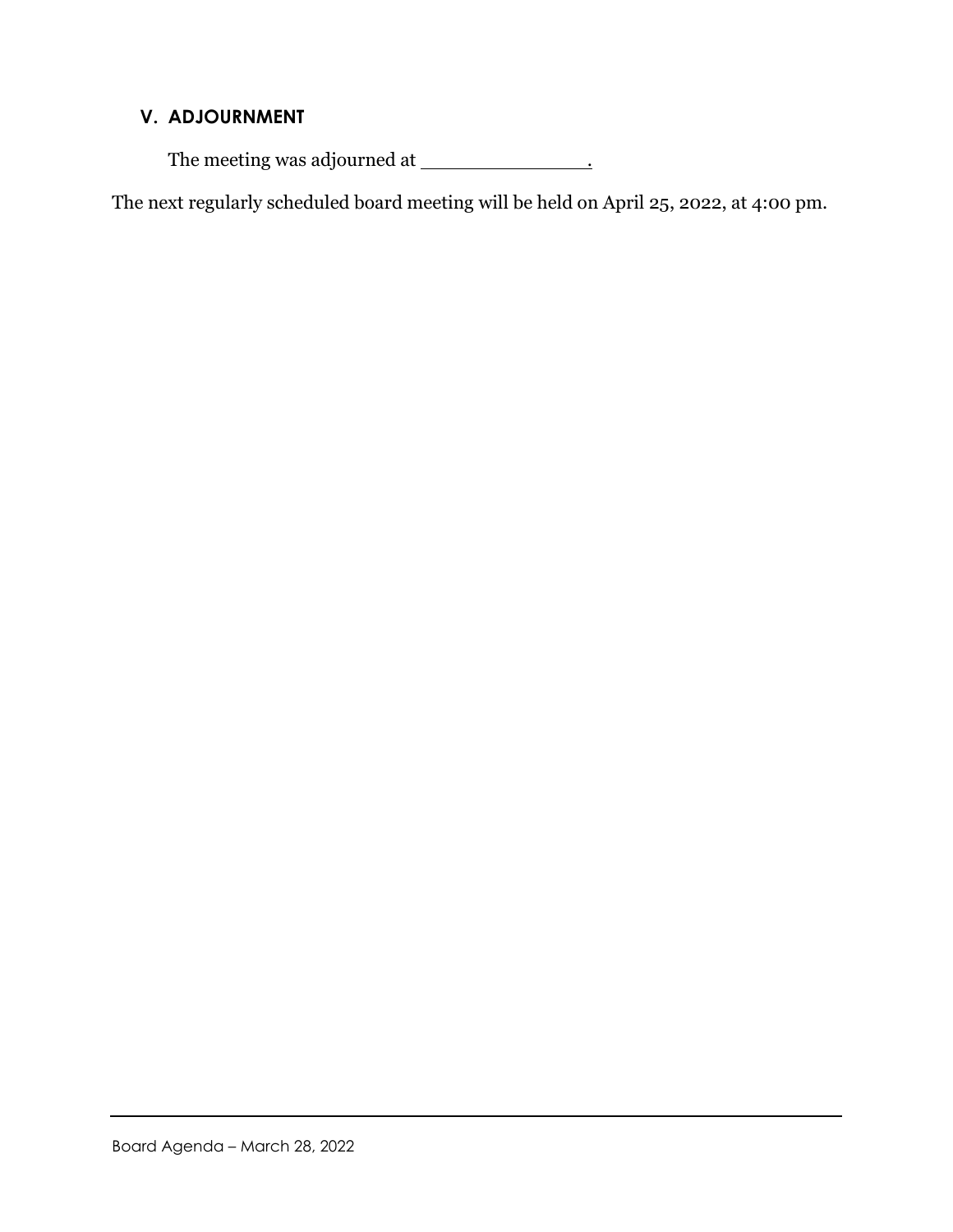## V. ADJOURNMENT

The meeting was adjourned at _______________.

The next regularly scheduled board meeting will be held on April 25, 2022, at 4:00 pm.